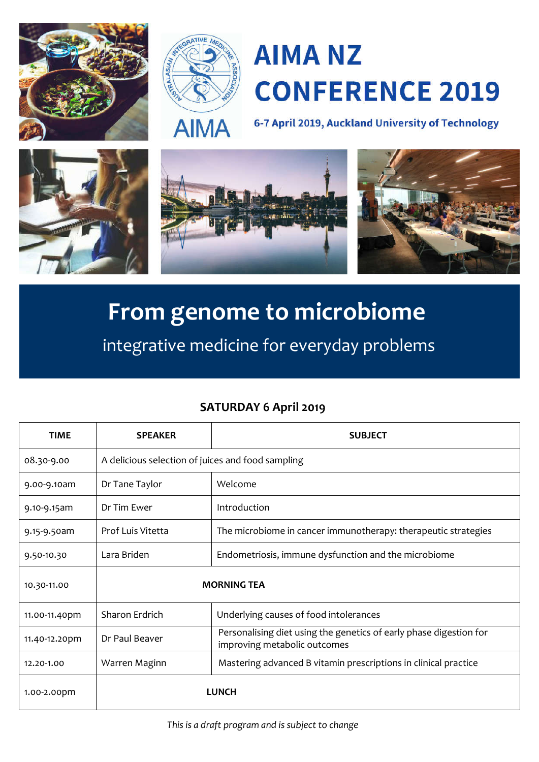# AIMA NZ CONFERENCE 2019

6-7 April 2019, Auckland University of Technology

AIMA

## From genome to microbiome

integrative medicine for everyday problems

### SATURDAY 6 April 2019

| TIME | SPEAKER | SUBJECT |
|---|---|---|
| 08.30-9.00 | A delicious selection of juices and food sampling | |
| 9.00-9.10am | Dr Tane Taylor | Welcome |
| 9.10-9.15am | Dr Tim Ewer | Introduction |
| 9.15-9.50am | Prof Luis Vitetta | The microbiome in cancer immunotherapy: therapeutic strategies |
| 9.50-10.30 | Lara Briden | Endometriosis, immune dysfunction and the microbiome |
| 10.30-11.00 | **MORNING TEA** | |
| 11.00-11.40pm | Sharon Erdrich | Underlying causes of food intolerances |
| 11.40-12.20pm | Dr Paul Beaver | Personalising diet using the genetics of early phase digestion for improving metabolic outcomes |
| 12.20-1.00 | Warren Maginn | Mastering advanced B vitamin prescriptions in clinical practice |
| 1.00-2.00pm | **LUNCH** | |

*This is a draft program and is subject to change*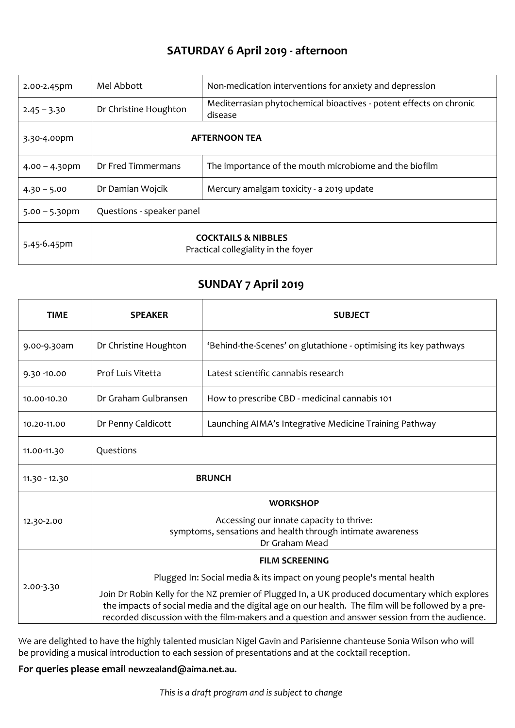## SATURDAY 6 April 2019 - afternoon

| | | |
|---|---|---|
| 2.00-2.45pm | Mel Abbott | Non-medication interventions for anxiety and depression |
| 2.45 – 3.30 | Dr Christine Houghton | Mediterrasian phytochemical bioactives - potent effects on chronic disease |
| 3.30-4.00pm | **AFTERNOON TEA** | |
| 4.00 – 4.30pm | Dr Fred Timmermans | The importance of the mouth microbiome and the biofilm |
| 4.30 – 5.00 | Dr Damian Wojcik | Mercury amalgam toxicity - a 2019 update |
| 5.00 – 5.30pm | Questions - speaker panel | |
| 5.45-6.45pm | **COCKTAILS & NIBBLES** Practical collegiality in the foyer | |

## SUNDAY 7 April 2019

| TIME | SPEAKER | SUBJECT |
|---|---|---|
| 9.00-9.30am | Dr Christine Houghton | 'Behind-the-Scenes' on glutathione - optimising its key pathways |
| 9.30 -10.00 | Prof Luis Vitetta | Latest scientific cannabis research |
| 10.00-10.20 | Dr Graham Gulbransen | How to prescribe CBD - medicinal cannabis 101 |
| 10.20-11.00 | Dr Penny Caldicott | Launching AIMA's Integrative Medicine Training Pathway |
| 11.00-11.30 | Questions | |
| 11.30 - 12.30 | **BRUNCH** | |
| 12.30-2.00 | **WORKSHOP** Accessing our innate capacity to thrive: symptoms, sensations and health through intimate awareness Dr Graham Mead | |
| 2.00-3.30 | **FILM SCREENING** Plugged In: Social media & its impact on young people's mental health Join Dr Robin Kelly for the NZ premier of Plugged In, a UK produced documentary which explores the impacts of social media and the digital age on our health. The film will be followed by a pre-recorded discussion with the film-makers and a question and answer session from the audience. | |

We are delighted to have the highly talented musician Nigel Gavin and Parisienne chanteuse Sonia Wilson who will be providing a musical introduction to each session of presentations and at the cocktail reception.

**For queries please email newzealand@aima.net.au.**

*This is a draft program and is subject to change*